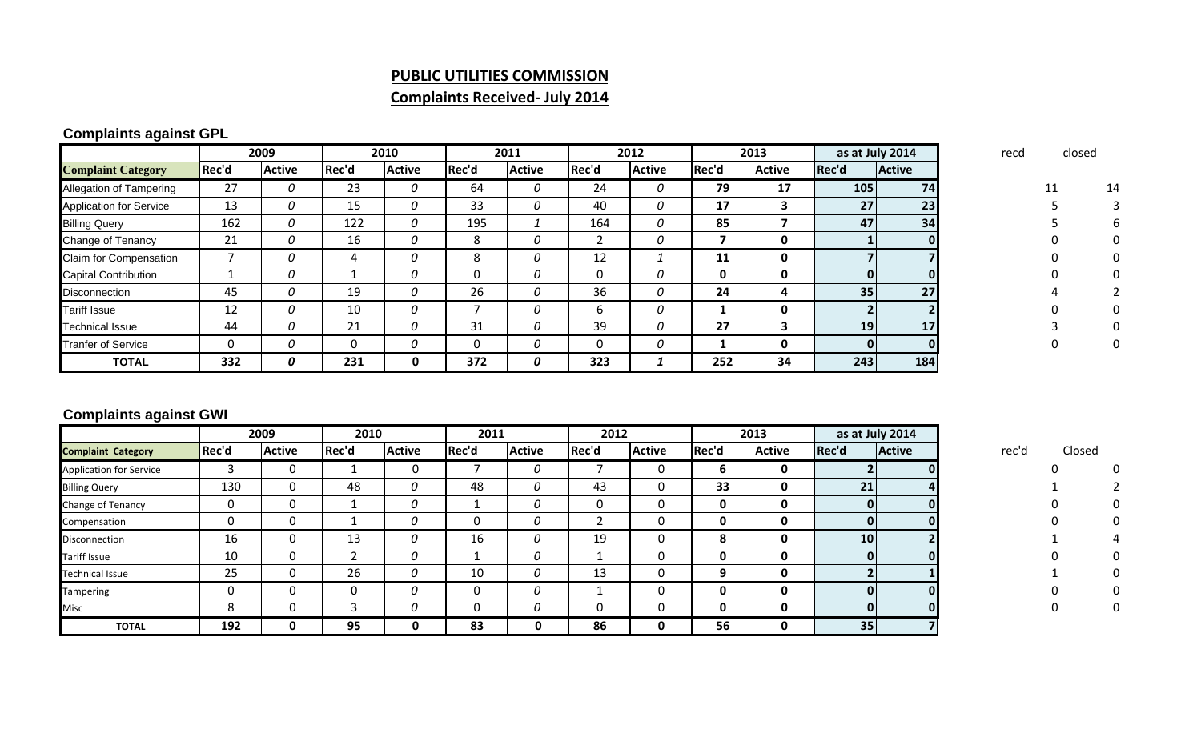# PUBLIC UTILITIES COMMISSION

## Complaints Received- July 2014

### Complaints against GPL

| | 2009 | | 2010 | | 2011 | | 2012 | | 2013 | | as at July 2014 | | | recd | closed |
|---|---|---|---|---|---|---|---|---|---|---|---|---|---|---|---|
| **Complaint Category** | **Rec'd** | **Active** | **Rec'd** | **Active** | **Rec'd** | **Active** | **Rec'd** | **Active** | **Rec'd** | **Active** | **Rec'd** | **Active** | | | |
| Allegation of Tampering | 27 | *0* | 23 | *0* | 64 | *0* | 24 | *0* | **79** | **17** | **105** | **74** | | 11 | 14 |
| Application for Service | 13 | *0* | 15 | *0* | 33 | *0* | 40 | *0* | **17** | **3** | **27** | **23** | | 5 | 3 |
| Billing Query | 162 | *0* | 122 | *0* | 195 | *1* | 164 | *0* | **85** | **7** | **47** | **34** | | 5 | 6 |
| Change of Tenancy | 21 | *0* | 16 | *0* | 8 | *0* | 2 | *0* | **7** | **0** | **1** | **0** | | 0 | 0 |
| Claim for Compensation | 7 | *0* | 4 | *0* | 8 | *0* | 12 | *1* | **11** | **0** | **7** | **7** | | 0 | 0 |
| Capital Contribution | 1 | *0* | 1 | *0* | 0 | *0* | 0 | *0* | **0** | **0** | **0** | **0** | | 0 | 0 |
| Disconnection | 45 | *0* | 19 | *0* | 26 | *0* | 36 | *0* | **24** | **4** | **35** | **27** | | 4 | 2 |
| Tariff Issue | 12 | *0* | 10 | *0* | 7 | *0* | 6 | *0* | **1** | **0** | **2** | **2** | | 0 | 0 |
| Technical Issue | 44 | *0* | 21 | *0* | 31 | *0* | 39 | *0* | **27** | **3** | **19** | **17** | | 3 | 0 |
| Tranfer of Service | 0 | *0* | 0 | *0* | 0 | *0* | 0 | *0* | **1** | **0** | **0** | **0** | | 0 | 0 |
| **TOTAL** | **332** | ***0*** | **231** | **0** | **372** | ***0*** | **323** | ***1*** | **252** | **34** | **243** | **184** | | | |

### Complaints against GWI

| | 2009 | | 2010 | | 2011 | | 2012 | | 2013 | | as at July 2014 | | | rec'd | Closed |
|---|---|---|---|---|---|---|---|---|---|---|---|---|---|---|---|
| **Complaint Category** | **Rec'd** | **Active** | **Rec'd** | **Active** | **Rec'd** | **Active** | **Rec'd** | **Active** | **Rec'd** | **Active** | **Rec'd** | **Active** | | | |
| Application for Service | 3 | 0 | 1 | 0 | 7 | *0* | 7 | 0 | **6** | **0** | **2** | **0** | | 0 | 0 |
| Billing Query | 130 | 0 | 48 | *0* | 48 | *0* | 43 | 0 | **33** | **0** | **21** | **4** | | 1 | 2 |
| Change of Tenancy | 0 | 0 | 1 | *0* | 1 | *0* | 0 | 0 | **0** | **0** | **0** | **0** | | 0 | 0 |
| Compensation | 0 | 0 | 1 | *0* | 0 | *0* | 2 | 0 | **0** | **0** | **0** | **0** | | 0 | 0 |
| Disconnection | 16 | 0 | 13 | *0* | 16 | *0* | 19 | 0 | **8** | **0** | **10** | **2** | | 1 | 4 |
| Tariff Issue | 10 | 0 | 2 | *0* | 1 | *0* | 1 | 0 | **0** | **0** | **0** | **0** | | 0 | 0 |
| Technical Issue | 25 | 0 | 26 | *0* | 10 | *0* | 13 | 0 | **9** | **0** | **2** | **1** | | 1 | 0 |
| Tampering | 0 | 0 | 0 | *0* | 0 | *0* | 1 | 0 | **0** | **0** | **0** | **0** | | 0 | 0 |
| Misc | 8 | 0 | 3 | *0* | 0 | *0* | 0 | 0 | **0** | **0** | **0** | **0** | | 0 | 0 |
| **TOTAL** | **192** | **0** | **95** | **0** | **83** | **0** | **86** | **0** | **56** | **0** | **35** | **7** | | | |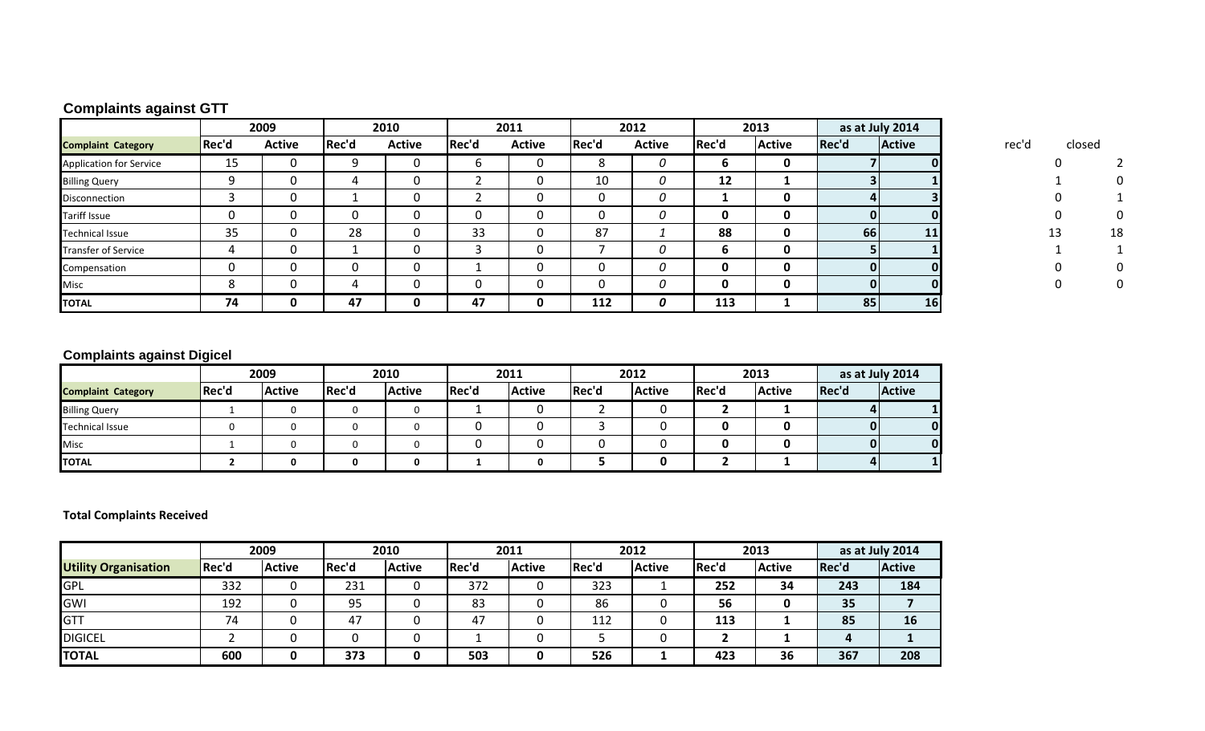## Complaints against GTT

| | 2009 | | 2010 | | 2011 | | 2012 | | 2013 | | as at July 2014 | |
|---|---|---|---|---|---|---|---|---|---|---|---|---|
| **Complaint Category** | **Rec'd** | **Active** | **Rec'd** | **Active** | **Rec'd** | **Active** | **Rec'd** | **Active** | **Rec'd** | **Active** | **Rec'd** | **Active** |
| Application for Service | 15 | 0 | 9 | 0 | 6 | 0 | 8 | *0* | **6** | **0** | **7** | **0** |
| Billing Query | 9 | 0 | 4 | 0 | 2 | 0 | 10 | *0* | **12** | **1** | **3** | **1** |
| Disconnection | 3 | 0 | 1 | 0 | 2 | 0 | 0 | *0* | **1** | **0** | **4** | **3** |
| Tariff Issue | 0 | 0 | 0 | 0 | 0 | 0 | 0 | *0* | **0** | **0** | **0** | **0** |
| Technical Issue | 35 | 0 | 28 | 0 | 33 | 0 | 87 | *1* | **88** | **0** | **66** | **11** |
| Transfer of Service | 4 | 0 | 1 | 0 | 3 | 0 | 7 | *0* | **6** | **0** | **5** | **1** |
| Compensation | 0 | 0 | 0 | 0 | 1 | 0 | 0 | *0* | **0** | **0** | **0** | **0** |
| Misc | 8 | 0 | 4 | 0 | 0 | 0 | 0 | *0* | **0** | **0** | **0** | **0** |
| **TOTAL** | **74** | **0** | **47** | **0** | **47** | **0** | **112** | ***0*** | **113** | **1** | **85** | **16** |

| rec'd | closed |
|---|---|
| 0 | 2 |
| 1 | 0 |
| 0 | 1 |
| 0 | 0 |
| 13 | 18 |
| 1 | 1 |
| 0 | 0 |
| 0 | 0 |

## Complaints against Digicel

| | 2009 | | 2010 | | 2011 | | 2012 | | 2013 | | as at July 2014 | |
|---|---|---|---|---|---|---|---|---|---|---|---|---|
| **Complaint Category** | **Rec'd** | **Active** | **Rec'd** | **Active** | **Rec'd** | **Active** | **Rec'd** | **Active** | **Rec'd** | **Active** | **Rec'd** | **Active** |
| Billing Query | 1 | 0 | 0 | 0 | 1 | 0 | 2 | 0 | **2** | **1** | **4** | **1** |
| Technical Issue | 0 | 0 | 0 | 0 | 0 | 0 | 3 | 0 | **0** | **0** | **0** | **0** |
| Misc | 1 | 0 | 0 | 0 | 0 | 0 | 0 | 0 | **0** | **0** | **0** | **0** |
| **TOTAL** | **2** | **0** | **0** | **0** | **1** | **0** | **5** | **0** | **2** | **1** | **4** | **1** |

### Total Complaints Received

| | 2009 | | 2010 | | 2011 | | 2012 | | 2013 | | as at July 2014 | |
|---|---|---|---|---|---|---|---|---|---|---|---|---|
| **Utility Organisation** | **Rec'd** | **Active** | **Rec'd** | **Active** | **Rec'd** | **Active** | **Rec'd** | **Active** | **Rec'd** | **Active** | **Rec'd** | **Active** |
| GPL | 332 | 0 | 231 | 0 | 372 | 0 | 323 | 1 | **252** | **34** | **243** | **184** |
| GWI | 192 | 0 | 95 | 0 | 83 | 0 | 86 | 0 | **56** | **0** | **35** | **7** |
| GTT | 74 | 0 | 47 | 0 | 47 | 0 | 112 | 0 | **113** | **1** | **85** | **16** |
| DIGICEL | 2 | 0 | 0 | 0 | 1 | 0 | 5 | 0 | **2** | **1** | **4** | **1** |
| **TOTAL** | **600** | **0** | **373** | **0** | **503** | **0** | **526** | **1** | **423** | **36** | **367** | **208** |